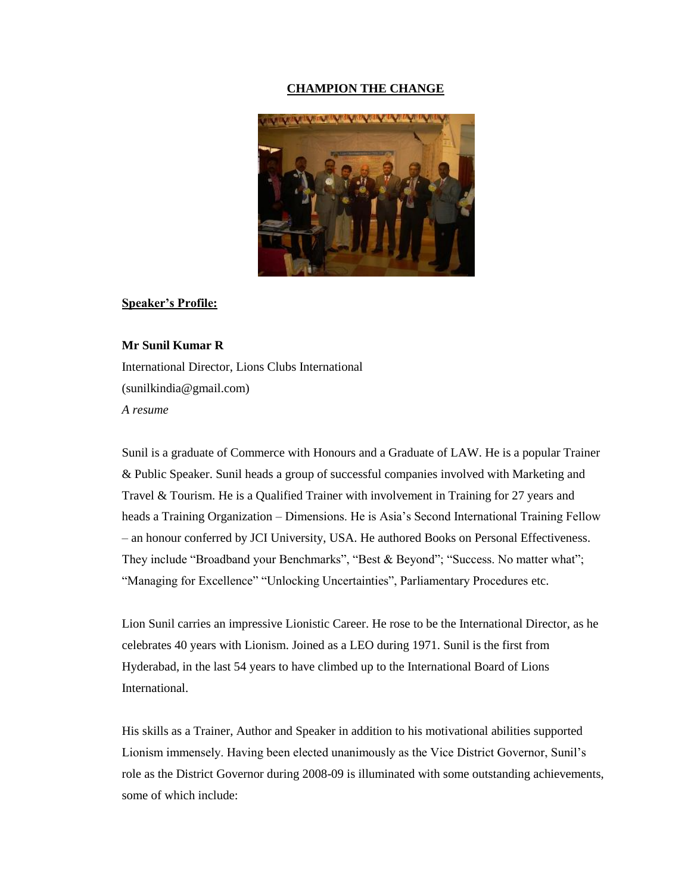# CHAMPION THE CHANGE

## Speaker's Profile:

**Mr Sunil Kumar R**
International Director, Lions Clubs International
(sunilkindia@gmail.com)
*A resume*

Sunil is a graduate of Commerce with Honours and a Graduate of LAW. He is a popular Trainer & Public Speaker. Sunil heads a group of successful companies involved with Marketing and Travel & Tourism. He is a Qualified Trainer with involvement in Training for 27 years and heads a Training Organization – Dimensions. He is Asia's Second International Training Fellow – an honour conferred by JCI University, USA. He authored Books on Personal Effectiveness. They include "Broadband your Benchmarks", "Best & Beyond"; "Success. No matter what"; "Managing for Excellence" "Unlocking Uncertainties", Parliamentary Procedures etc.

Lion Sunil carries an impressive Lionistic Career. He rose to be the International Director, as he celebrates 40 years with Lionism. Joined as a LEO during 1971. Sunil is the first from Hyderabad, in the last 54 years to have climbed up to the International Board of Lions International.

His skills as a Trainer, Author and Speaker in addition to his motivational abilities supported Lionism immensely. Having been elected unanimously as the Vice District Governor, Sunil's role as the District Governor during 2008-09 is illuminated with some outstanding achievements, some of which include: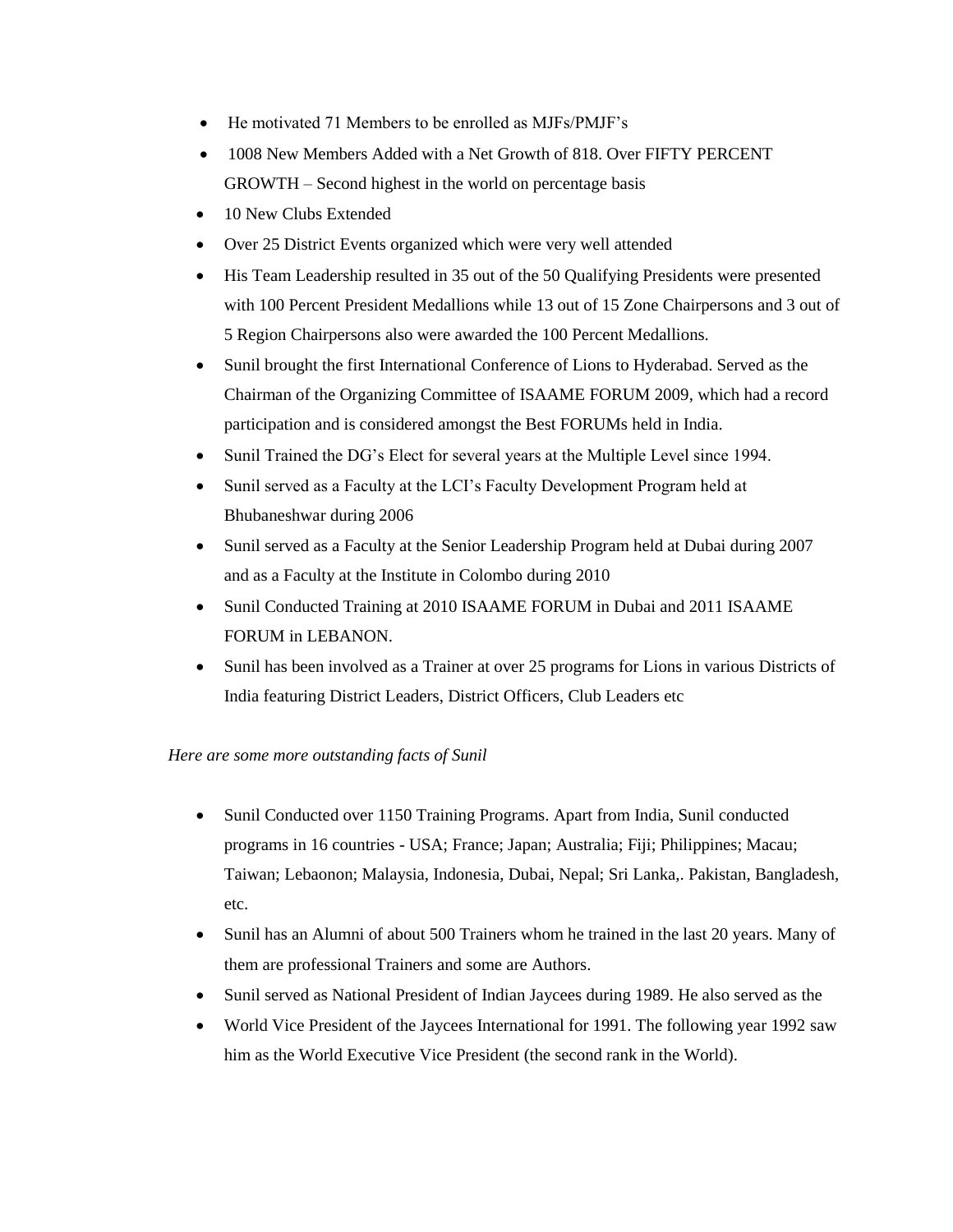- He motivated 71 Members to be enrolled as MJFs/PMJF's
- 1008 New Members Added with a Net Growth of 818. Over FIFTY PERCENT GROWTH – Second highest in the world on percentage basis
- 10 New Clubs Extended
- Over 25 District Events organized which were very well attended
- His Team Leadership resulted in 35 out of the 50 Qualifying Presidents were presented with 100 Percent President Medallions while 13 out of 15 Zone Chairpersons and 3 out of 5 Region Chairpersons also were awarded the 100 Percent Medallions.
- Sunil brought the first International Conference of Lions to Hyderabad. Served as the Chairman of the Organizing Committee of ISAAME FORUM 2009, which had a record participation and is considered amongst the Best FORUMs held in India.
- Sunil Trained the DG's Elect for several years at the Multiple Level since 1994.
- Sunil served as a Faculty at the LCI's Faculty Development Program held at Bhubaneshwar during 2006
- Sunil served as a Faculty at the Senior Leadership Program held at Dubai during 2007 and as a Faculty at the Institute in Colombo during 2010
- Sunil Conducted Training at 2010 ISAAME FORUM in Dubai and 2011 ISAAME FORUM in LEBANON.
- Sunil has been involved as a Trainer at over 25 programs for Lions in various Districts of India featuring District Leaders, District Officers, Club Leaders etc

*Here are some more outstanding facts of Sunil*

- Sunil Conducted over 1150 Training Programs. Apart from India, Sunil conducted programs in 16 countries - USA; France; Japan; Australia; Fiji; Philippines; Macau; Taiwan; Lebaonon; Malaysia, Indonesia, Dubai, Nepal; Sri Lanka,. Pakistan, Bangladesh, etc.
- Sunil has an Alumni of about 500 Trainers whom he trained in the last 20 years. Many of them are professional Trainers and some are Authors.
- Sunil served as National President of Indian Jaycees during 1989. He also served as the
- World Vice President of the Jaycees International for 1991. The following year 1992 saw him as the World Executive Vice President (the second rank in the World).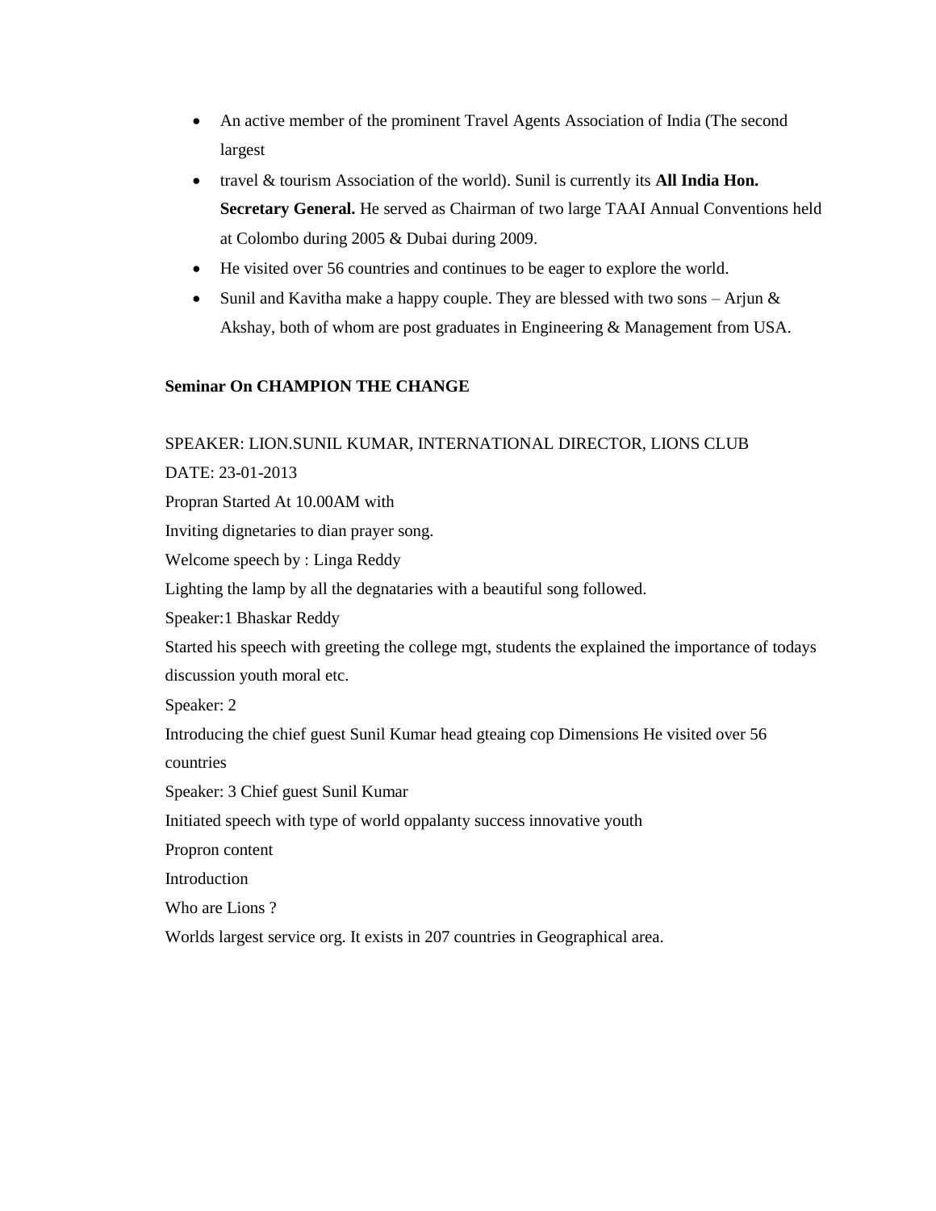- An active member of the prominent Travel Agents Association of India (The second largest
- travel & tourism Association of the world). Sunil is currently its **All India Hon. Secretary General.** He served as Chairman of two large TAAI Annual Conventions held at Colombo during 2005 & Dubai during 2009.
- He visited over 56 countries and continues to be eager to explore the world.
- Sunil and Kavitha make a happy couple. They are blessed with two sons – Arjun & Akshay, both of whom are post graduates in Engineering & Management from USA.

**Seminar On CHAMPION THE CHANGE**

SPEAKER: LION.SUNIL KUMAR, INTERNATIONAL DIRECTOR, LIONS CLUB

DATE: 23-01-2013

Propran Started At 10.00AM with

Inviting dignetaries to dian prayer song.

Welcome speech by : Linga Reddy

Lighting the lamp by all the degnataries with a beautiful song followed.

Speaker:1 Bhaskar Reddy

Started his speech with greeting the college mgt, students the explained the importance of todays discussion youth moral etc.

Speaker: 2

Introducing the chief guest Sunil Kumar head gteaing cop Dimensions He visited over 56 countries

Speaker: 3 Chief guest Sunil Kumar

Initiated speech with type of world oppalanty success innovative youth

Propron content

Introduction

Who are Lions ?

Worlds largest service org. It exists in 207 countries in Geographical area.